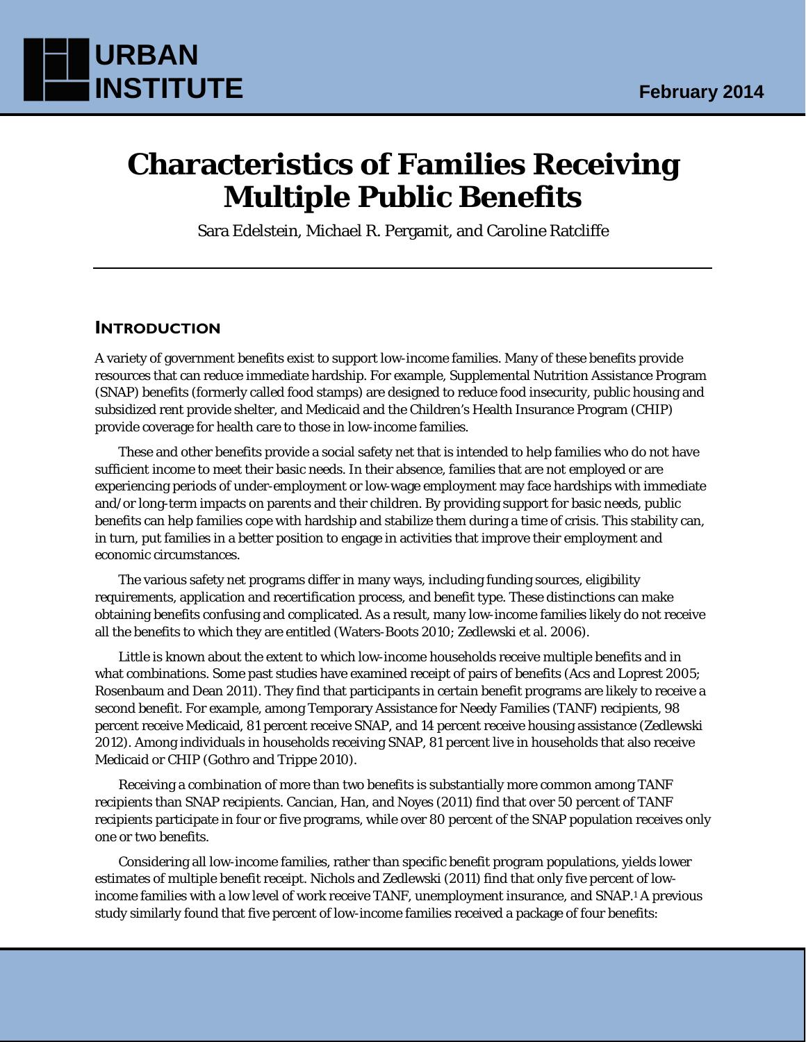URBAN INSTITUTE

February 2014

# Characteristics of Families Receiving Multiple Public Benefits

Sara Edelstein, Michael R. Pergamit, and Caroline Ratcliffe

## INTRODUCTION

A variety of government benefits exist to support low-income families. Many of these benefits provide resources that can reduce immediate hardship. For example, Supplemental Nutrition Assistance Program (SNAP) benefits (formerly called food stamps) are designed to reduce food insecurity, public housing and subsidized rent provide shelter, and Medicaid and the Children's Health Insurance Program (CHIP) provide coverage for health care to those in low-income families.

These and other benefits provide a social safety net that is intended to help families who do not have sufficient income to meet their basic needs. In their absence, families that are not employed or are experiencing periods of under-employment or low-wage employment may face hardships with immediate and/or long-term impacts on parents and their children. By providing support for basic needs, public benefits can help families cope with hardship and stabilize them during a time of crisis. This stability can, in turn, put families in a better position to engage in activities that improve their employment and economic circumstances.

The various safety net programs differ in many ways, including funding sources, eligibility requirements, application and recertification process, and benefit type. These distinctions can make obtaining benefits confusing and complicated. As a result, many low-income families likely do not receive all the benefits to which they are entitled (Waters-Boots 2010; Zedlewski et al. 2006).

Little is known about the extent to which low-income households receive multiple benefits and in what combinations. Some past studies have examined receipt of pairs of benefits (Acs and Loprest 2005; Rosenbaum and Dean 2011). They find that participants in certain benefit programs are likely to receive a second benefit. For example, among Temporary Assistance for Needy Families (TANF) recipients, 98 percent receive Medicaid, 81 percent receive SNAP, and 14 percent receive housing assistance (Zedlewski 2012). Among individuals in households receiving SNAP, 81 percent live in households that also receive Medicaid or CHIP (Gothro and Trippe 2010).

Receiving a combination of more than two benefits is substantially more common among TANF recipients than SNAP recipients. Cancian, Han, and Noyes (2011) find that over 50 percent of TANF recipients participate in four or five programs, while over 80 percent of the SNAP population receives only one or two benefits.

Considering all low-income families, rather than specific benefit program populations, yields lower estimates of multiple benefit receipt. Nichols and Zedlewski (2011) find that only five percent of low-income families with a low level of work receive TANF, unemployment insurance, and SNAP.[1] A previous study similarly found that five percent of low-income families received a package of four benefits: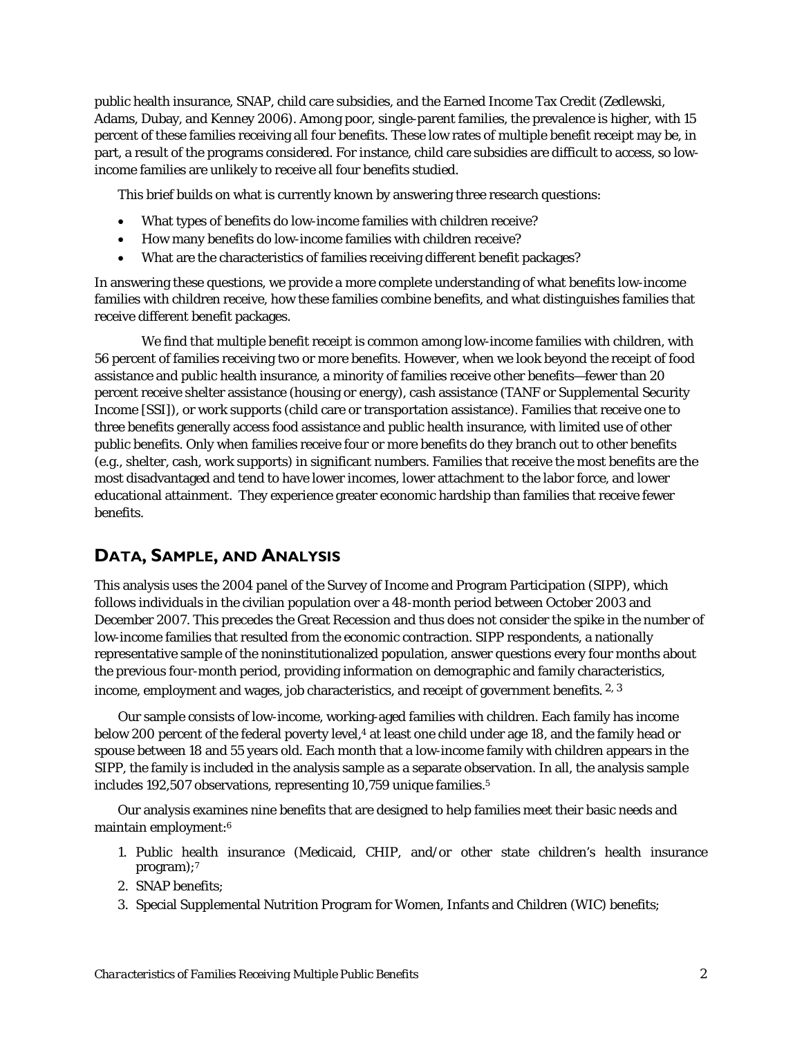public health insurance, SNAP, child care subsidies, and the Earned Income Tax Credit (Zedlewski, Adams, Dubay, and Kenney 2006). Among poor, single-parent families, the prevalence is higher, with 15 percent of these families receiving all four benefits. These low rates of multiple benefit receipt may be, in part, a result of the programs considered. For instance, child care subsidies are difficult to access, so low-income families are unlikely to receive all four benefits studied.

This brief builds on what is currently known by answering three research questions:

- What types of benefits do low-income families with children receive?
- How many benefits do low-income families with children receive?
- What are the characteristics of families receiving different benefit packages?

In answering these questions, we provide a more complete understanding of what benefits low-income families with children receive, how these families combine benefits, and what distinguishes families that receive different benefit packages.

We find that multiple benefit receipt is common among low-income families with children, with 56 percent of families receiving two or more benefits. However, when we look beyond the receipt of food assistance and public health insurance, a minority of families receive other benefits—fewer than 20 percent receive shelter assistance (housing or energy), cash assistance (TANF or Supplemental Security Income [SSI]), or work supports (child care or transportation assistance). Families that receive one to three benefits generally access food assistance and public health insurance, with limited use of other public benefits. Only when families receive four or more benefits do they branch out to other benefits (e.g., shelter, cash, work supports) in significant numbers. Families that receive the most benefits are the most disadvantaged and tend to have lower incomes, lower attachment to the labor force, and lower educational attainment. They experience greater economic hardship than families that receive fewer benefits.

## Data, Sample, and Analysis

This analysis uses the 2004 panel of the Survey of Income and Program Participation (SIPP), which follows individuals in the civilian population over a 48-month period between October 2003 and December 2007. This precedes the Great Recession and thus does not consider the spike in the number of low-income families that resulted from the economic contraction. SIPP respondents, a nationally representative sample of the noninstitutionalized population, answer questions every four months about the previous four-month period, providing information on demographic and family characteristics, income, employment and wages, job characteristics, and receipt of government benefits. [2, 3]

Our sample consists of low-income, working-aged families with children. Each family has income below 200 percent of the federal poverty level,[4] at least one child under age 18, and the family head or spouse between 18 and 55 years old. Each month that a low-income family with children appears in the SIPP, the family is included in the analysis sample as a separate observation. In all, the analysis sample includes 192,507 observations, representing 10,759 unique families.[5]

Our analysis examines nine benefits that are designed to help families meet their basic needs and maintain employment:[6]

1. Public health insurance (Medicaid, CHIP, and/or other state children's health insurance program);[7]
2. SNAP benefits;
3. Special Supplemental Nutrition Program for Women, Infants and Children (WIC) benefits;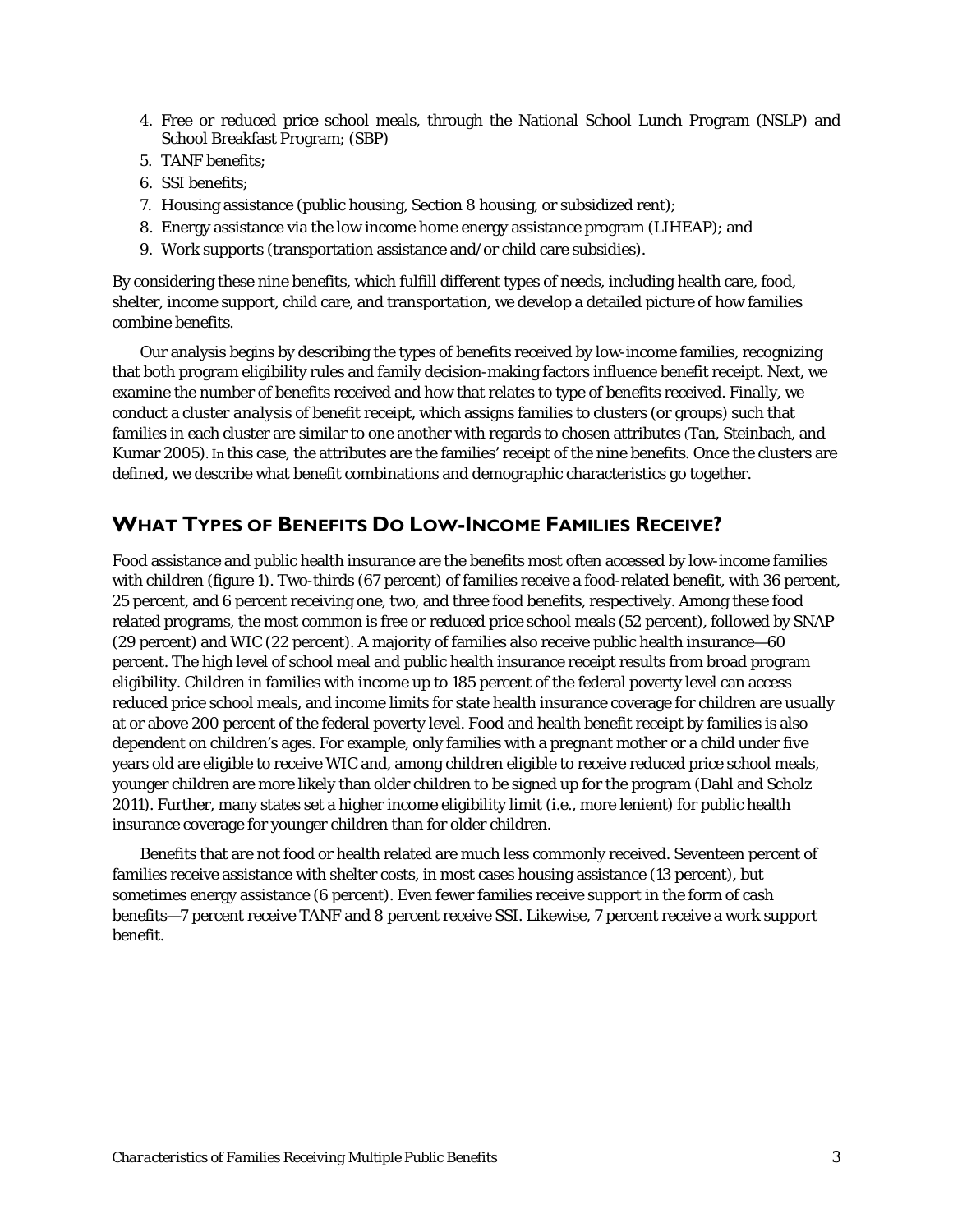4. Free or reduced price school meals, through the National School Lunch Program (NSLP) and School Breakfast Program; (SBP)
5. TANF benefits;
6. SSI benefits;
7. Housing assistance (public housing, Section 8 housing, or subsidized rent);
8. Energy assistance via the low income home energy assistance program (LIHEAP); and
9. Work supports (transportation assistance and/or child care subsidies).

By considering these nine benefits, which fulfill different types of needs, including health care, food, shelter, income support, child care, and transportation, we develop a detailed picture of how families combine benefits.

Our analysis begins by describing the types of benefits received by low-income families, recognizing that both program eligibility rules and family decision-making factors influence benefit receipt. Next, we examine the number of benefits received and how that relates to type of benefits received. Finally, we conduct a cluster *analysis* of benefit receipt, which assigns families to clusters (or groups) such that families in each cluster are similar to one another with regards to chosen attributes (Tan, Steinbach, and Kumar 2005). In this case, the attributes are the families' receipt of the nine benefits. Once the clusters are defined, we describe what benefit combinations and demographic characteristics go together.

## What Types of Benefits Do Low-Income Families Receive?

Food assistance and public health insurance are the benefits most often accessed by low-income families with children (figure 1). Two-thirds (67 percent) of families receive a food-related benefit, with 36 percent, 25 percent, and 6 percent receiving one, two, and three food benefits, respectively. Among these food related programs, the most common is free or reduced price school meals (52 percent), followed by SNAP (29 percent) and WIC (22 percent). A majority of families also receive public health insurance—60 percent. The high level of school meal and public health insurance receipt results from broad program eligibility. Children in families with income up to 185 percent of the federal poverty level can access reduced price school meals, and income limits for state health insurance coverage for children are usually at or above 200 percent of the federal poverty level. Food and health benefit receipt by families is also dependent on children's ages. For example, only families with a pregnant mother or a child under five years old are eligible to receive WIC and, among children eligible to receive reduced price school meals, younger children are more likely than older children to be signed up for the program (Dahl and Scholz 2011). Further, many states set a higher income eligibility limit (i.e., more lenient) for public health insurance coverage for younger children than for older children.

Benefits that are not food or health related are much less commonly received. Seventeen percent of families receive assistance with shelter costs, in most cases housing assistance (13 percent), but sometimes energy assistance (6 percent). Even fewer families receive support in the form of cash benefits—7 percent receive TANF and 8 percent receive SSI. Likewise, 7 percent receive a work support benefit.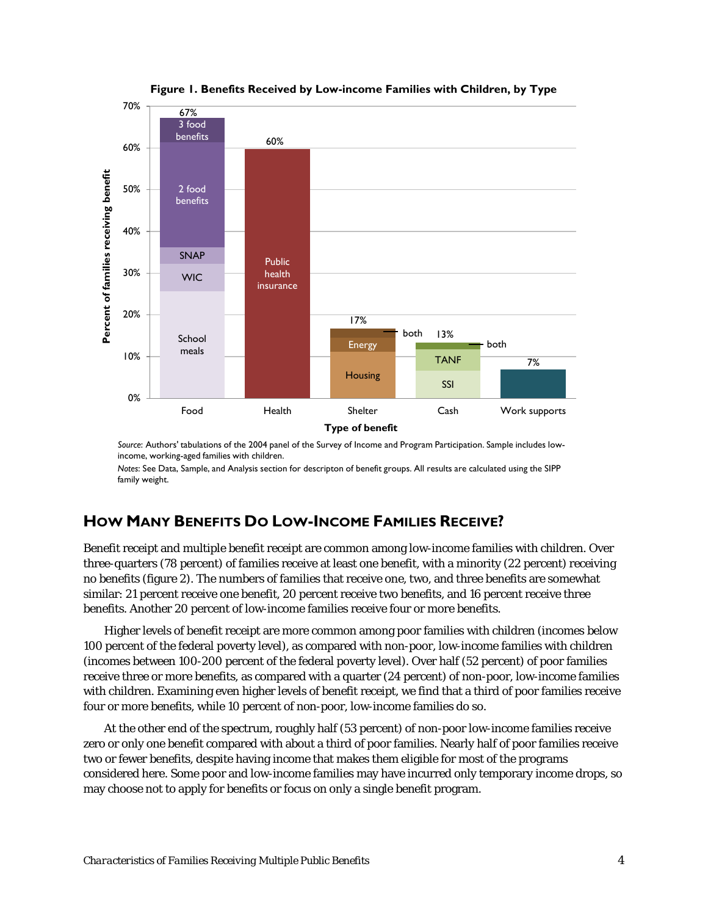**Figure 1. Benefits Received by Low-income Families with Children, by Type**

*Source*: Authors' tabulations of the 2004 panel of the Survey of Income and Program Participation. Sample includes low-income, working-aged families with children.

*Notes*: See Data, Sample, and Analysis section for descripton of benefit groups. All results are calculated using the SIPP family weight.

## How Many Benefits Do Low-Income Families Receive?

Benefit receipt and multiple benefit receipt are common among low-income families with children. Over three-quarters (78 percent) of families receive at least one benefit, with a minority (22 percent) receiving no benefits (figure 2). The numbers of families that receive one, two, and three benefits are somewhat similar: 21 percent receive one benefit, 20 percent receive two benefits, and 16 percent receive three benefits. Another 20 percent of low-income families receive four or more benefits.

Higher levels of benefit receipt are more common among poor families with children (incomes below 100 percent of the federal poverty level), as compared with non-poor, low-income families with children (incomes between 100-200 percent of the federal poverty level). Over half (52 percent) of poor families receive three or more benefits, as compared with a quarter (24 percent) of non-poor, low-income families with children. Examining even higher levels of benefit receipt, we find that a third of poor families receive four or more benefits, while 10 percent of non-poor, low-income families do so.

At the other end of the spectrum, roughly half (53 percent) of non-poor low-income families receive zero or only one benefit compared with about a third of poor families. Nearly half of poor families receive two or fewer benefits, despite having income that makes them eligible for most of the programs considered here. Some poor and low-income families may have incurred only temporary income drops, so may choose not to apply for benefits or focus on only a single benefit program.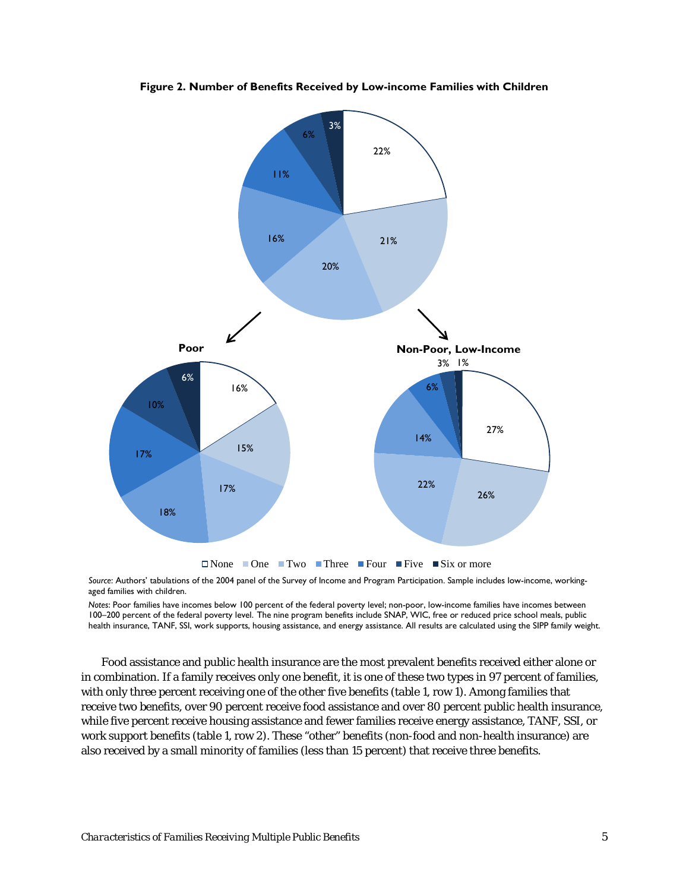**Figure 2. Number of Benefits Received by Low-income Families with Children**

Poor

Non-Poor, Low-Income

| | All low-income | Poor | Non-Poor, Low-Income |
|---|---|---|---|
| None | 22% | 16% | 27% |
| One | 21% | 15% | 26% |
| Two | 20% | 17% | 22% |
| Three | 16% | 18% | 14% |
| Four | 11% | 17% | 6% |
| Five | 6% | 10% | 3% |
| Six or more | 3% | 6% | 1% |

*Source*: Authors' tabulations of the 2004 panel of the Survey of Income and Program Participation. Sample includes low-income, working-aged families with children.

*Notes*: Poor families have incomes below 100 percent of the federal poverty level; non-poor, low-income families have incomes between 100–200 percent of the federal poverty level. The nine program benefits include SNAP, WIC, free or reduced price school meals, public health insurance, TANF, SSI, work supports, housing assistance, and energy assistance. All results are calculated using the SIPP family weight.

Food assistance and public health insurance are the most prevalent benefits received either alone or in combination. If a family receives only one benefit, it is one of these two types in 97 percent of families, with only three percent receiving one of the other five benefits (table 1, row 1). Among families that receive two benefits, over 90 percent receive food assistance and over 80 percent public health insurance, while five percent receive housing assistance and fewer families receive energy assistance, TANF, SSI, or work support benefits (table 1, row 2). These "other" benefits (non-food and non-health insurance) are also received by a small minority of families (less than 15 percent) that receive three benefits.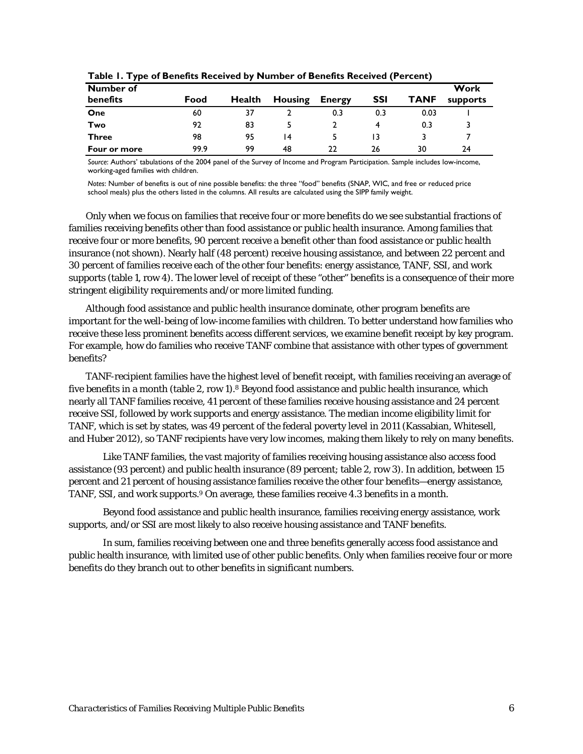**Table 1. Type of Benefits Received by Number of Benefits Received (Percent)**

| Number of benefits | Food | Health | Housing | Energy | SSI | TANF | Work supports |
|---|---|---|---|---|---|---|---|
| **One** | 60 | 37 | 2 | 0.3 | 0.3 | 0.03 | 1 |
| **Two** | 92 | 83 | 5 | 2 | 4 | 0.3 | 3 |
| **Three** | 98 | 95 | 14 | 5 | 13 | 3 | 7 |
| **Four or more** | 99.9 | 99 | 48 | 22 | 26 | 30 | 24 |

*Source*: Authors' tabulations of the 2004 panel of the Survey of Income and Program Participation. Sample includes low-income, working-aged families with children.

*Notes*: Number of benefits is out of nine possible benefits: the three "food" benefits (SNAP, WIC, and free or reduced price school meals) plus the others listed in the columns. All results are calculated using the SIPP family weight.

Only when we focus on families that receive four or more benefits do we see substantial fractions of families receiving benefits other than food assistance or public health insurance. Among families that receive four or more benefits, 90 percent receive a benefit other than food assistance or public health insurance (not shown). Nearly half (48 percent) receive housing assistance, and between 22 percent and 30 percent of families receive each of the other four benefits: energy assistance, TANF, SSI, and work supports (table 1, row 4). The lower level of receipt of these "other" benefits is a consequence of their more stringent eligibility requirements and/or more limited funding.

Although food assistance and public health insurance dominate, other program benefits are important for the well-being of low-income families with children. To better understand how families who receive these less prominent benefits access different services, we examine benefit receipt by key program. For example, how do families who receive TANF combine that assistance with other types of government benefits?

TANF-recipient families have the highest level of benefit receipt, with families receiving an average of five benefits in a month (table 2, row 1).[8] Beyond food assistance and public health insurance, which nearly all TANF families receive, 41 percent of these families receive housing assistance and 24 percent receive SSI, followed by work supports and energy assistance. The median income eligibility limit for TANF, which is set by states, was 49 percent of the federal poverty level in 2011 (Kassabian, Whitesell, and Huber 2012), so TANF recipients have very low incomes, making them likely to rely on many benefits.

Like TANF families, the vast majority of families receiving housing assistance also access food assistance (93 percent) and public health insurance (89 percent; table 2, row 3). In addition, between 15 percent and 21 percent of housing assistance families receive the other four benefits—energy assistance, TANF, SSI, and work supports.[9] On average, these families receive 4.3 benefits in a month.

Beyond food assistance and public health insurance, families receiving energy assistance, work supports, and/or SSI are most likely to also receive housing assistance and TANF benefits.

In sum, families receiving between one and three benefits generally access food assistance and public health insurance, with limited use of other public benefits. Only when families receive four or more benefits do they branch out to other benefits in significant numbers.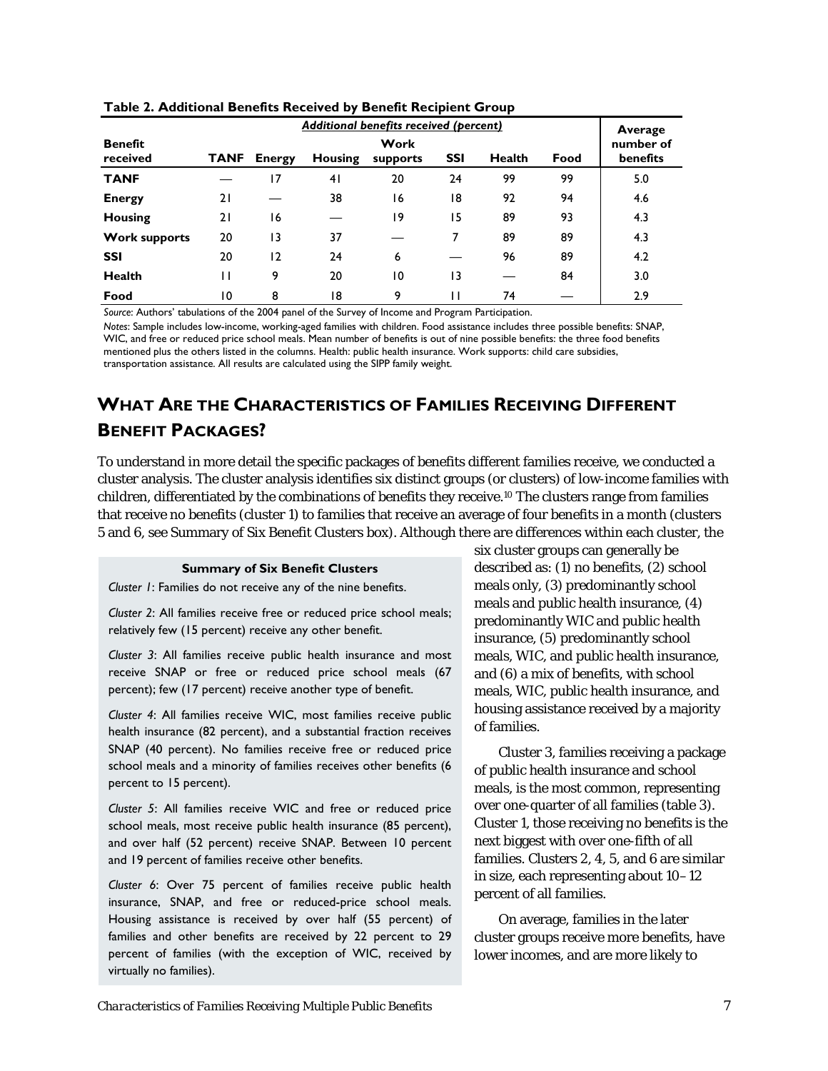**Table 2. Additional Benefits Received by Benefit Recipient Group**

| Benefit received | Additional benefits received (percent) | | | | | | | Average number of benefits |
|---|---|---|---|---|---|---|---|---|
| | TANF | Energy | Housing | Work supports | SSI | Health | Food | |
| **TANF** | — | 17 | 41 | 20 | 24 | 99 | 99 | 5.0 |
| **Energy** | 21 | — | 38 | 16 | 18 | 92 | 94 | 4.6 |
| **Housing** | 21 | 16 | — | 19 | 15 | 89 | 93 | 4.3 |
| **Work supports** | 20 | 13 | 37 | — | 7 | 89 | 89 | 4.3 |
| **SSI** | 20 | 12 | 24 | 6 | — | 96 | 89 | 4.2 |
| **Health** | 11 | 9 | 20 | 10 | 13 | — | 84 | 3.0 |
| **Food** | 10 | 8 | 18 | 9 | 11 | 74 | — | 2.9 |

*Source*: Authors' tabulations of the 2004 panel of the Survey of Income and Program Participation.

*Notes*: Sample includes low-income, working-aged families with children. Food assistance includes three possible benefits: SNAP, WIC, and free or reduced price school meals. Mean number of benefits is out of nine possible benefits: the three food benefits mentioned plus the others listed in the columns. Health: public health insurance. Work supports: child care subsidies, transportation assistance. All results are calculated using the SIPP family weight.

## WHAT ARE THE CHARACTERISTICS OF FAMILIES RECEIVING DIFFERENT BENEFIT PACKAGES?

To understand in more detail the specific packages of benefits different families receive, we conducted a cluster analysis. The cluster analysis identifies six distinct groups (or clusters) of low-income families with children, differentiated by the combinations of benefits they receive.[10] The clusters range from families that receive no benefits (cluster 1) to families that receive an average of four benefits in a month (clusters 5 and 6, see Summary of Six Benefit Clusters box). Although there are differences within each cluster, the six cluster groups can generally be described as: (1) no benefits, (2) school meals only, (3) predominantly school meals and public health insurance, (4) predominantly WIC and public health insurance, (5) predominantly school meals, WIC, and public health insurance, and (6) a mix of benefits, with school meals, WIC, public health insurance, and housing assistance received by a majority of families.

> **Summary of Six Benefit Clusters**
>
> *Cluster 1*: Families do not receive any of the nine benefits.
>
> *Cluster 2*: All families receive free or reduced price school meals; relatively few (15 percent) receive any other benefit.
>
> *Cluster 3*: All families receive public health insurance and most receive SNAP or free or reduced price school meals (67 percent); few (17 percent) receive another type of benefit.
>
> *Cluster 4*: All families receive WIC, most families receive public health insurance (82 percent), and a substantial fraction receives SNAP (40 percent). No families receive free or reduced price school meals and a minority of families receives other benefits (6 percent to 15 percent).
>
> *Cluster 5*: All families receive WIC and free or reduced price school meals, most receive public health insurance (85 percent), and over half (52 percent) receive SNAP. Between 10 percent and 19 percent of families receive other benefits.
>
> *Cluster 6*: Over 75 percent of families receive public health insurance, SNAP, and free or reduced-price school meals. Housing assistance is received by over half (55 percent) of families and other benefits are received by 22 percent to 29 percent of families (with the exception of WIC, received by virtually no families).

Cluster 3, families receiving a package of public health insurance and school meals, is the most common, representing over one-quarter of all families (table 3). Cluster 1, those receiving no benefits is the next biggest with over one-fifth of all families. Clusters 2, 4, 5, and 6 are similar in size, each representing about 10–12 percent of all families.

On average, families in the later cluster groups receive more benefits, have lower incomes, and are more likely to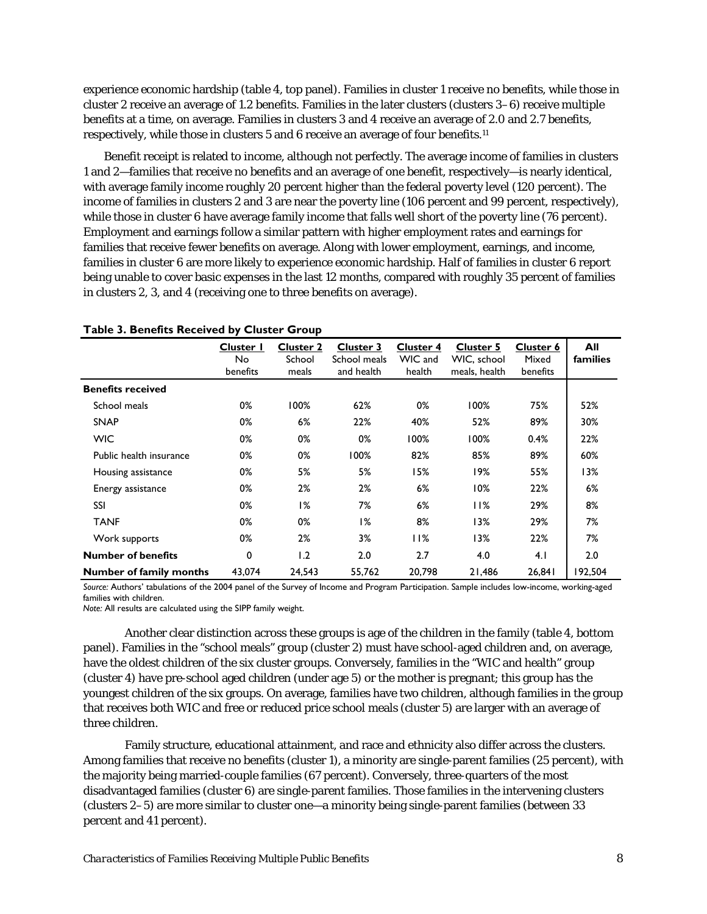experience economic hardship (table 4, top panel). Families in cluster 1 receive no benefits, while those in cluster 2 receive an average of 1.2 benefits. Families in the later clusters (clusters 3–6) receive multiple benefits at a time, on average. Families in clusters 3 and 4 receive an average of 2.0 and 2.7 benefits, respectively, while those in clusters 5 and 6 receive an average of four benefits.[11]

Benefit receipt is related to income, although not perfectly. The average income of families in clusters 1 and 2—families that receive no benefits and an average of one benefit, respectively—is nearly identical, with average family income roughly 20 percent higher than the federal poverty level (120 percent). The income of families in clusters 2 and 3 are near the poverty line (106 percent and 99 percent, respectively), while those in cluster 6 have average family income that falls well short of the poverty line (76 percent). Employment and earnings follow a similar pattern with higher employment rates and earnings for families that receive fewer benefits on average. Along with lower employment, earnings, and income, families in cluster 6 are more likely to experience economic hardship. Half of families in cluster 6 report being unable to cover basic expenses in the last 12 months, compared with roughly 35 percent of families in clusters 2, 3, and 4 (receiving one to three benefits on average).

**Table 3. Benefits Received by Cluster Group**

| | Cluster 1 No benefits | Cluster 2 School meals | Cluster 3 School meals and health | Cluster 4 WIC and health | Cluster 5 WIC, school meals, health | Cluster 6 Mixed benefits | All families |
|---|---|---|---|---|---|---|---|
| **Benefits received** | | | | | | | |
| School meals | 0% | 100% | 62% | 0% | 100% | 75% | 52% |
| SNAP | 0% | 6% | 22% | 40% | 52% | 89% | 30% |
| WIC | 0% | 0% | 0% | 100% | 100% | 0.4% | 22% |
| Public health insurance | 0% | 0% | 100% | 82% | 85% | 89% | 60% |
| Housing assistance | 0% | 5% | 5% | 15% | 19% | 55% | 13% |
| Energy assistance | 0% | 2% | 2% | 6% | 10% | 22% | 6% |
| SSI | 0% | 1% | 7% | 6% | 11% | 29% | 8% |
| TANF | 0% | 0% | 1% | 8% | 13% | 29% | 7% |
| Work supports | 0% | 2% | 3% | 11% | 13% | 22% | 7% |
| **Number of benefits** | 0 | 1.2 | 2.0 | 2.7 | 4.0 | 4.1 | 2.0 |
| **Number of family months** | 43,074 | 24,543 | 55,762 | 20,798 | 21,486 | 26,841 | 192,504 |

*Source:* Authors' tabulations of the 2004 panel of the Survey of Income and Program Participation. Sample includes low-income, working-aged families with children.
*Note:* All results are calculated using the SIPP family weight.

Another clear distinction across these groups is age of the children in the family (table 4, bottom panel). Families in the "school meals" group (cluster 2) must have school-aged children and, on average, have the oldest children of the six cluster groups. Conversely, families in the "WIC and health" group (cluster 4) have pre-school aged children (under age 5) or the mother is pregnant; this group has the youngest children of the six groups. On average, families have two children, although families in the group that receives both WIC and free or reduced price school meals (cluster 5) are larger with an average of three children.

Family structure, educational attainment, and race and ethnicity also differ across the clusters. Among families that receive no benefits (cluster 1), a minority are single-parent families (25 percent), with the majority being married-couple families (67 percent). Conversely, three-quarters of the most disadvantaged families (cluster 6) are single-parent families. Those families in the intervening clusters (clusters 2–5) are more similar to cluster one—a minority being single-parent families (between 33 percent and 41 percent).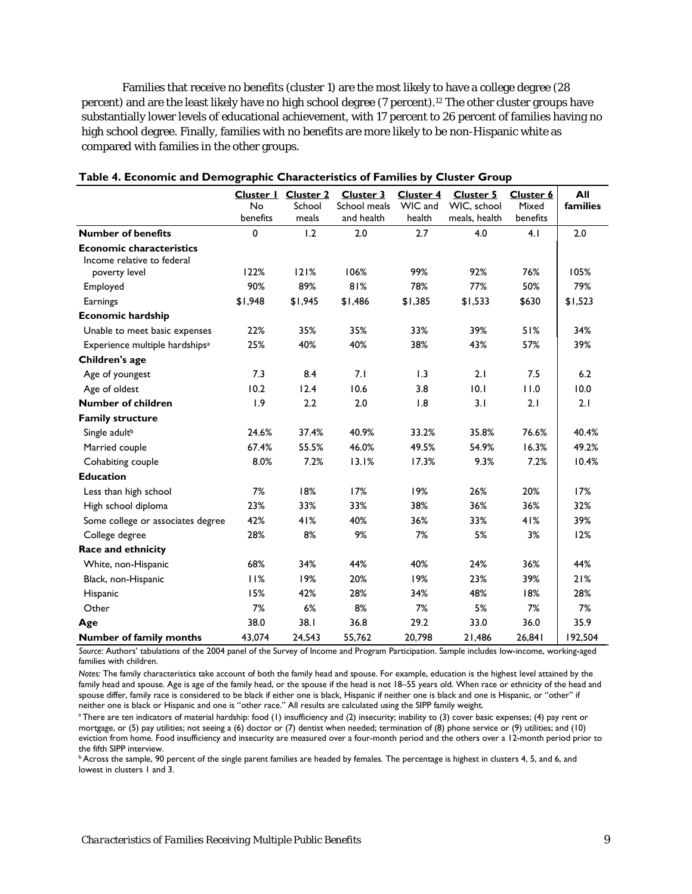Families that receive no benefits (cluster 1) are the most likely to have a college degree (28 percent) and are the least likely have no high school degree (7 percent).[12] The other cluster groups have substantially lower levels of educational achievement, with 17 percent to 26 percent of families having no high school degree. Finally, families with no benefits are more likely to be non-Hispanic white as compared with families in the other groups.

**Table 4. Economic and Demographic Characteristics of Families by Cluster Group**

| | Cluster 1 No benefits | Cluster 2 School meals | Cluster 3 School meals and health | Cluster 4 WIC and health | Cluster 5 WIC, school meals, health | Cluster 6 Mixed benefits | All families |
|---|---|---|---|---|---|---|---|
| **Number of benefits** | 0 | 1.2 | 2.0 | 2.7 | 4.0 | 4.1 | 2.0 |
| **Economic characteristics** | | | | | | | |
| Income relative to federal poverty level | 122% | 121% | 106% | 99% | 92% | 76% | 105% |
| Employed | 90% | 89% | 81% | 78% | 77% | 50% | 79% |
| Earnings | $1,948 | $1,945 | $1,486 | $1,385 | $1,533 | $630 | $1,523 |
| **Economic hardship** | | | | | | | |
| Unable to meet basic expenses | 22% | 35% | 35% | 33% | 39% | 51% | 34% |
| Experience multiple hardships[a] | 25% | 40% | 40% | 38% | 43% | 57% | 39% |
| **Children's age** | | | | | | | |
| Age of youngest | 7.3 | 8.4 | 7.1 | 1.3 | 2.1 | 7.5 | 6.2 |
| Age of oldest | 10.2 | 12.4 | 10.6 | 3.8 | 10.1 | 11.0 | 10.0 |
| **Number of children** | 1.9 | 2.2 | 2.0 | 1.8 | 3.1 | 2.1 | 2.1 |
| **Family structure** | | | | | | | |
| Single adult[b] | 24.6% | 37.4% | 40.9% | 33.2% | 35.8% | 76.6% | 40.4% |
| Married couple | 67.4% | 55.5% | 46.0% | 49.5% | 54.9% | 16.3% | 49.2% |
| Cohabiting couple | 8.0% | 7.2% | 13.1% | 17.3% | 9.3% | 7.2% | 10.4% |
| **Education** | | | | | | | |
| Less than high school | 7% | 18% | 17% | 19% | 26% | 20% | 17% |
| High school diploma | 23% | 33% | 33% | 38% | 36% | 36% | 32% |
| Some college or associates degree | 42% | 41% | 40% | 36% | 33% | 41% | 39% |
| College degree | 28% | 8% | 9% | 7% | 5% | 3% | 12% |
| **Race and ethnicity** | | | | | | | |
| White, non-Hispanic | 68% | 34% | 44% | 40% | 24% | 36% | 44% |
| Black, non-Hispanic | 11% | 19% | 20% | 19% | 23% | 39% | 21% |
| Hispanic | 15% | 42% | 28% | 34% | 48% | 18% | 28% |
| Other | 7% | 6% | 8% | 7% | 5% | 7% | 7% |
| **Age** | 38.0 | 38.1 | 36.8 | 29.2 | 33.0 | 36.0 | 35.9 |
| **Number of family months** | 43,074 | 24,543 | 55,762 | 20,798 | 21,486 | 26,841 | 192,504 |

*Source:* Authors' tabulations of the 2004 panel of the Survey of Income and Program Participation. Sample includes low-income, working-aged families with children.

*Notes:* The family characteristics take account of both the family head and spouse. For example, education is the highest level attained by the family head and spouse. Age is age of the family head, or the spouse if the head is not 18–55 years old. When race or ethnicity of the head and spouse differ, family race is considered to be black if either one is black, Hispanic if neither one is black and one is Hispanic, or "other" if neither one is black or Hispanic and one is "other race." All results are calculated using the SIPP family weight.

[a] There are ten indicators of material hardship: food (1) insufficiency and (2) insecurity; inability to (3) cover basic expenses; (4) pay rent or mortgage, or (5) pay utilities; not seeing a (6) doctor or (7) dentist when needed; termination of (8) phone service or (9) utilities; and (10) eviction from home. Food insufficiency and insecurity are measured over a four-month period and the others over a 12-month period prior to the fifth SIPP interview.

[b] Across the sample, 90 percent of the single parent families are headed by females. The percentage is highest in clusters 4, 5, and 6, and lowest in clusters 1 and 3.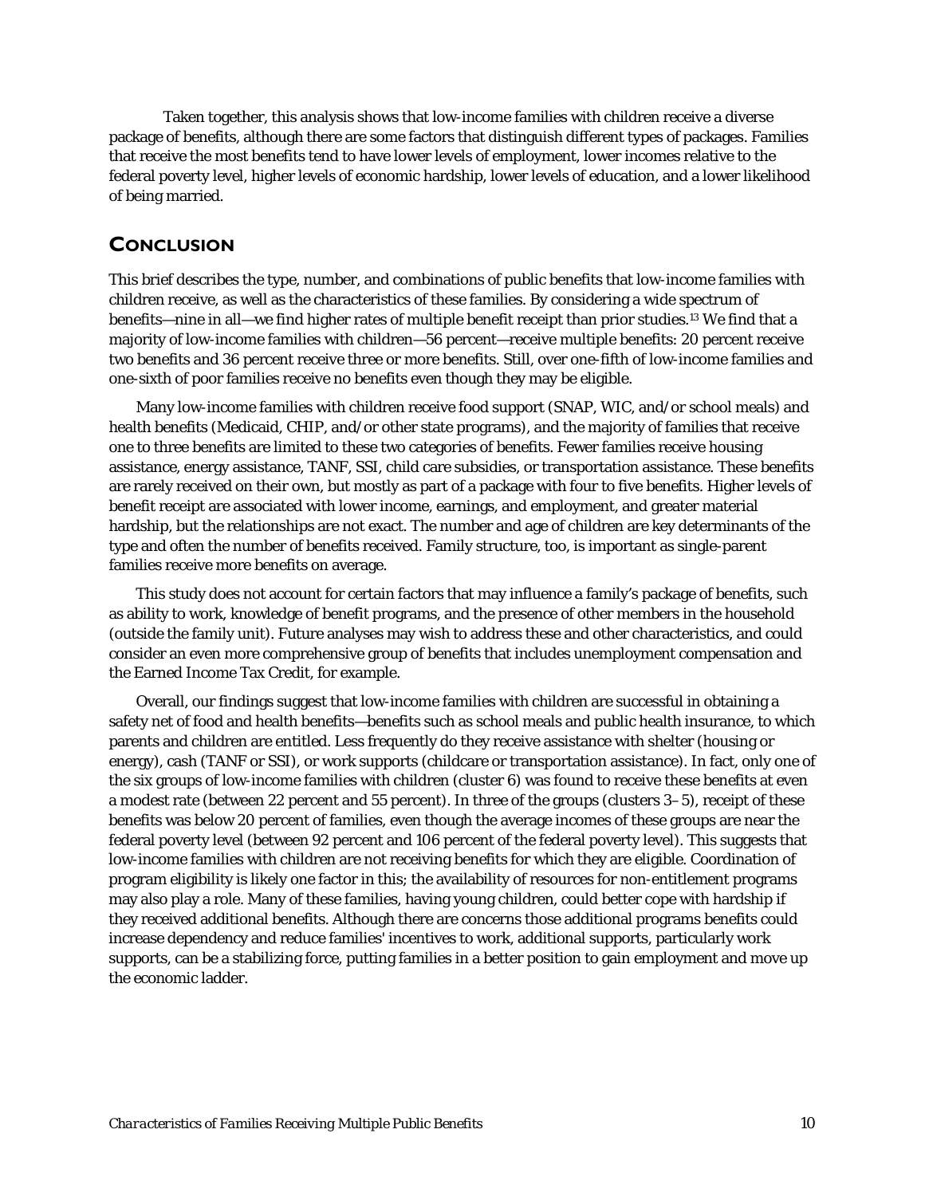Taken together, this analysis shows that low-income families with children receive a diverse package of benefits, although there are some factors that distinguish different types of packages. Families that receive the most benefits tend to have lower levels of employment, lower incomes relative to the federal poverty level, higher levels of economic hardship, lower levels of education, and a lower likelihood of being married.

## CONCLUSION

This brief describes the type, number, and combinations of public benefits that low-income families with children receive, as well as the characteristics of these families. By considering a wide spectrum of benefits—nine in all—we find higher rates of multiple benefit receipt than prior studies.[13] We find that a majority of low-income families with children—56 percent—receive multiple benefits: 20 percent receive two benefits and 36 percent receive three or more benefits. Still, over one-fifth of low-income families and one-sixth of poor families receive no benefits even though they may be eligible.

Many low-income families with children receive food support (SNAP, WIC, and/or school meals) and health benefits (Medicaid, CHIP, and/or other state programs), and the majority of families that receive one to three benefits are limited to these two categories of benefits. Fewer families receive housing assistance, energy assistance, TANF, SSI, child care subsidies, or transportation assistance. These benefits are rarely received on their own, but mostly as part of a package with four to five benefits. Higher levels of benefit receipt are associated with lower income, earnings, and employment, and greater material hardship, but the relationships are not exact. The number and age of children are key determinants of the type and often the number of benefits received. Family structure, too, is important as single-parent families receive more benefits on average.

This study does not account for certain factors that may influence a family's package of benefits, such as ability to work, knowledge of benefit programs, and the presence of other members in the household (outside the family unit). Future analyses may wish to address these and other characteristics, and could consider an even more comprehensive group of benefits that includes unemployment compensation and the Earned Income Tax Credit, for example.

Overall, our findings suggest that low-income families with children are successful in obtaining a safety net of food and health benefits—benefits such as school meals and public health insurance, to which parents and children are entitled. Less frequently do they receive assistance with shelter (housing or energy), cash (TANF or SSI), or work supports (childcare or transportation assistance). In fact, only one of the six groups of low-income families with children (cluster 6) was found to receive these benefits at even a modest rate (between 22 percent and 55 percent). In three of the groups (clusters 3–5), receipt of these benefits was below 20 percent of families, even though the average incomes of these groups are near the federal poverty level (between 92 percent and 106 percent of the federal poverty level). This suggests that low-income families with children are not receiving benefits for which they are eligible. Coordination of program eligibility is likely one factor in this; the availability of resources for non-entitlement programs may also play a role. Many of these families, having young children, could better cope with hardship if they received additional benefits. Although there are concerns those additional programs benefits could increase dependency and reduce families' incentives to work, additional supports, particularly work supports, can be a stabilizing force, putting families in a better position to gain employment and move up the economic ladder.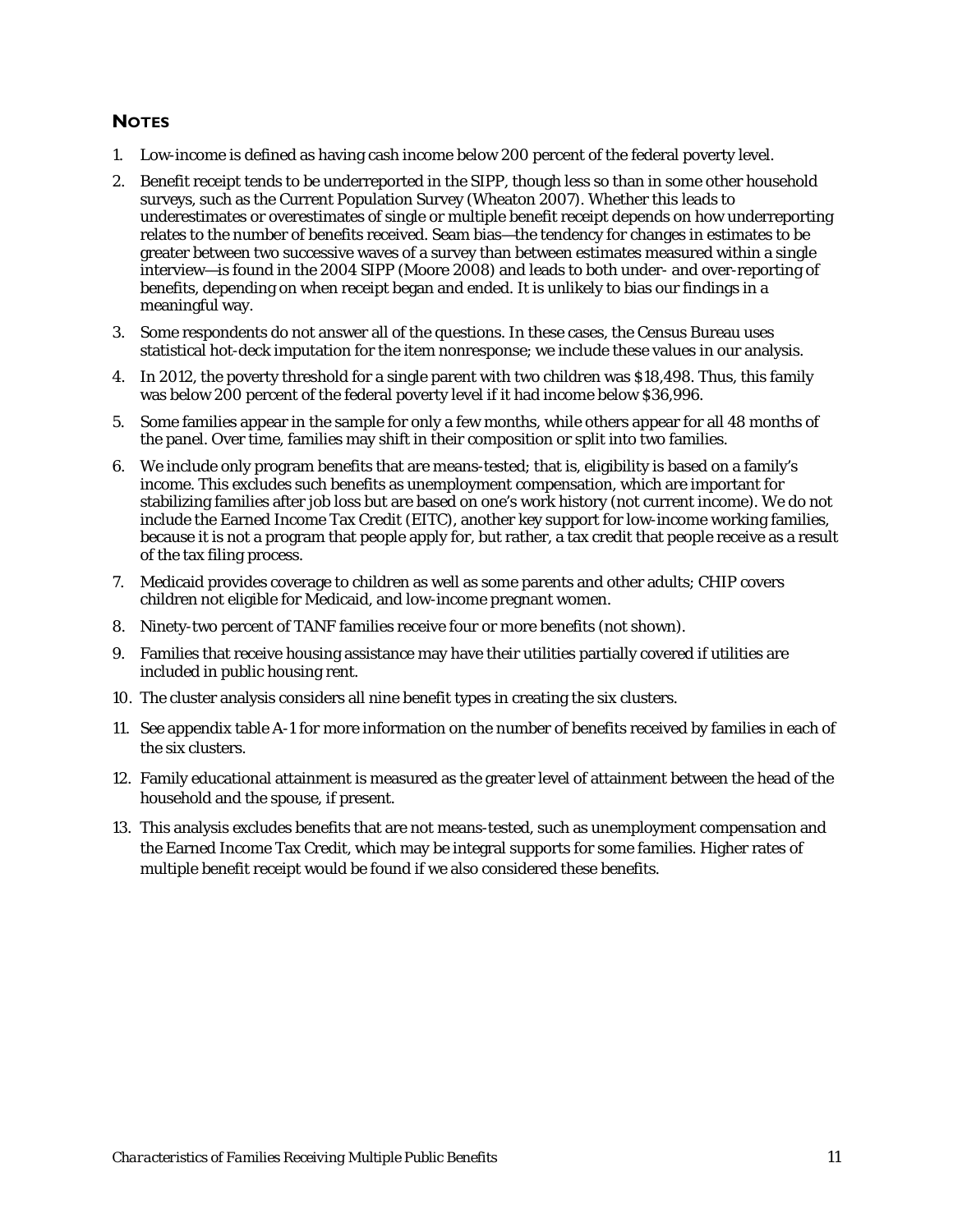## NOTES

1. Low-income is defined as having cash income below 200 percent of the federal poverty level.
2. Benefit receipt tends to be underreported in the SIPP, though less so than in some other household surveys, such as the Current Population Survey (Wheaton 2007). Whether this leads to underestimates or overestimates of single or multiple benefit receipt depends on how underreporting relates to the number of benefits received. Seam bias—the tendency for changes in estimates to be greater between two successive waves of a survey than between estimates measured within a single interview—is found in the 2004 SIPP (Moore 2008) and leads to both under- and over-reporting of benefits, depending on when receipt began and ended. It is unlikely to bias our findings in a meaningful way.
3. Some respondents do not answer all of the questions. In these cases, the Census Bureau uses statistical hot-deck imputation for the item nonresponse; we include these values in our analysis.
4. In 2012, the poverty threshold for a single parent with two children was $18,498. Thus, this family was below 200 percent of the federal poverty level if it had income below $36,996.
5. Some families appear in the sample for only a few months, while others appear for all 48 months of the panel. Over time, families may shift in their composition or split into two families.
6. We include only program benefits that are means-tested; that is, eligibility is based on a family's income. This excludes such benefits as unemployment compensation, which are important for stabilizing families after job loss but are based on one's work history (not current income). We do not include the Earned Income Tax Credit (EITC), another key support for low-income working families, because it is not a program that people apply for, but rather, a tax credit that people receive as a result of the tax filing process.
7. Medicaid provides coverage to children as well as some parents and other adults; CHIP covers children not eligible for Medicaid, and low-income pregnant women.
8. Ninety-two percent of TANF families receive four or more benefits (not shown).
9. Families that receive housing assistance may have their utilities partially covered if utilities are included in public housing rent.
10. The cluster analysis considers all nine benefit types in creating the six clusters.
11. See appendix table A-1 for more information on the number of benefits received by families in each of the six clusters.
12. Family educational attainment is measured as the greater level of attainment between the head of the household and the spouse, if present.
13. This analysis excludes benefits that are not means-tested, such as unemployment compensation and the Earned Income Tax Credit, which may be integral supports for some families. Higher rates of multiple benefit receipt would be found if we also considered these benefits.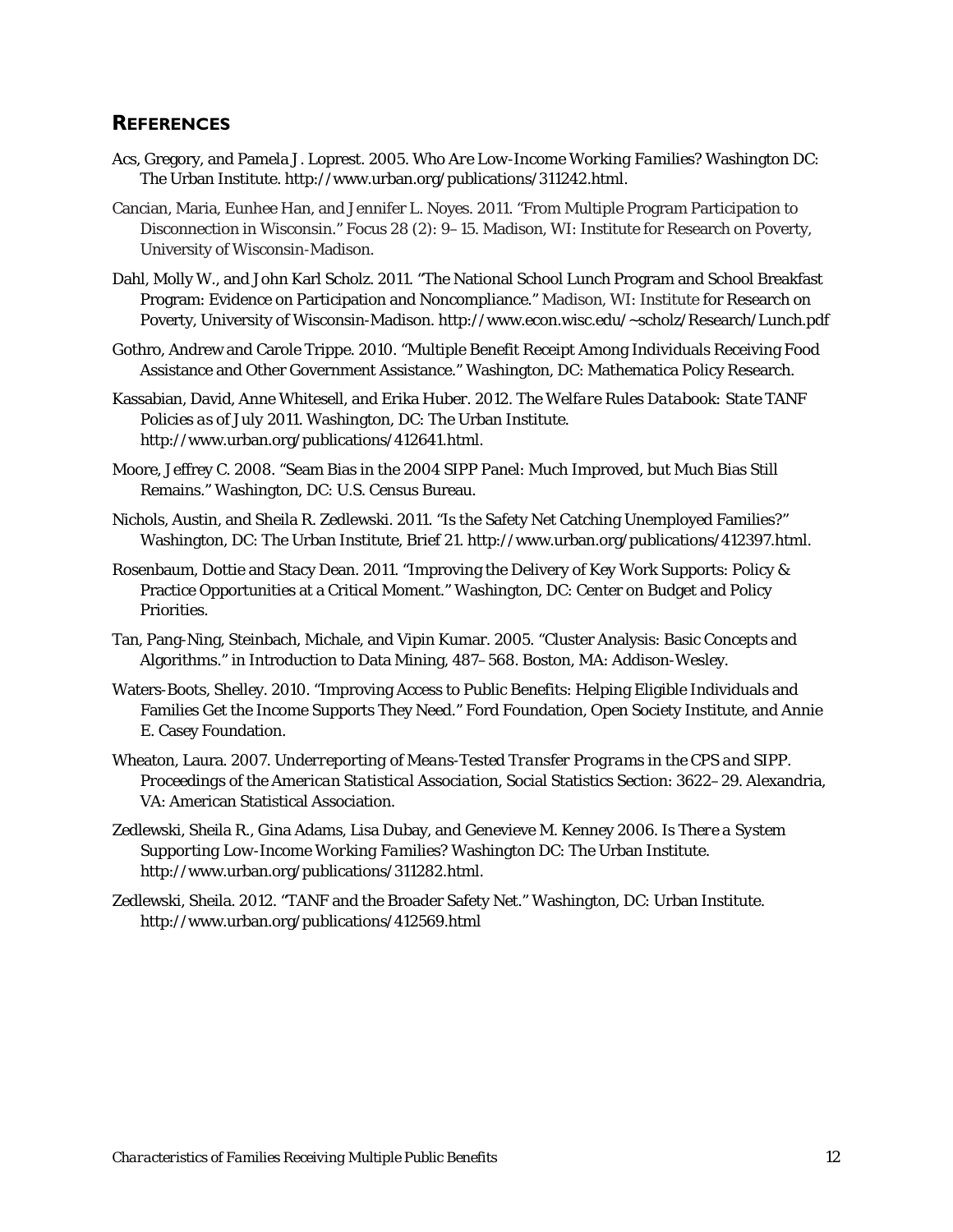## REFERENCES

Acs, Gregory, and Pamela J. Loprest. 2005. *Who Are Low-Income Working Families?* Washington DC: The Urban Institute. http://www.urban.org/publications/311242.html.

Cancian, Maria, Eunhee Han, and Jennifer L. Noyes. 2011. "From Multiple Program Participation to Disconnection in Wisconsin." Focus 28 (2): 9–15. Madison, WI: Institute for Research on Poverty, University of Wisconsin-Madison.

Dahl, Molly W., and John Karl Scholz. 2011. "The National School Lunch Program and School Breakfast Program: Evidence on Participation and Noncompliance." Madison, WI: Institute for Research on Poverty, University of Wisconsin-Madison. http://www.econ.wisc.edu/~scholz/Research/Lunch.pdf

Gothro, Andrew and Carole Trippe. 2010. "Multiple Benefit Receipt Among Individuals Receiving Food Assistance and Other Government Assistance." Washington, DC: Mathematica Policy Research.

Kassabian, David, Anne Whitesell, and Erika Huber. 2012. *The Welfare Rules Databook: State TANF Policies as of July 2011*. Washington, DC: The Urban Institute. http://www.urban.org/publications/412641.html.

Moore, Jeffrey C. 2008. "Seam Bias in the 2004 SIPP Panel: Much Improved, but Much Bias Still Remains." Washington, DC: U.S. Census Bureau.

Nichols, Austin, and Sheila R. Zedlewski. 2011. "Is the Safety Net Catching Unemployed Families?" Washington, DC: The Urban Institute, Brief 21. http://www.urban.org/publications/412397.html.

Rosenbaum, Dottie and Stacy Dean. 2011. "Improving the Delivery of Key Work Supports: Policy & Practice Opportunities at a Critical Moment." Washington, DC: Center on Budget and Policy Priorities.

Tan, Pang-Ning, Steinbach, Michale, and Vipin Kumar. 2005. "Cluster Analysis: Basic Concepts and Algorithms." in Introduction to Data Mining, 487–568. Boston, MA: Addison-Wesley.

Waters-Boots, Shelley. 2010. "Improving Access to Public Benefits: Helping Eligible Individuals and Families Get the Income Supports They Need." Ford Foundation, Open Society Institute, and Annie E. Casey Foundation.

Wheaton, Laura. 2007. *Underreporting of Means-Tested Transfer Programs in the CPS and SIPP. Proceedings of the American Statistical Association*, Social Statistics Section: 3622–29. Alexandria, VA: American Statistical Association.

Zedlewski, Sheila R., Gina Adams, Lisa Dubay, and Genevieve M. Kenney 2006. *Is There a System Supporting Low-Income Working Families?* Washington DC: The Urban Institute. http://www.urban.org/publications/311282.html.

Zedlewski, Sheila. 2012. "TANF and the Broader Safety Net." Washington, DC: Urban Institute. http://www.urban.org/publications/412569.html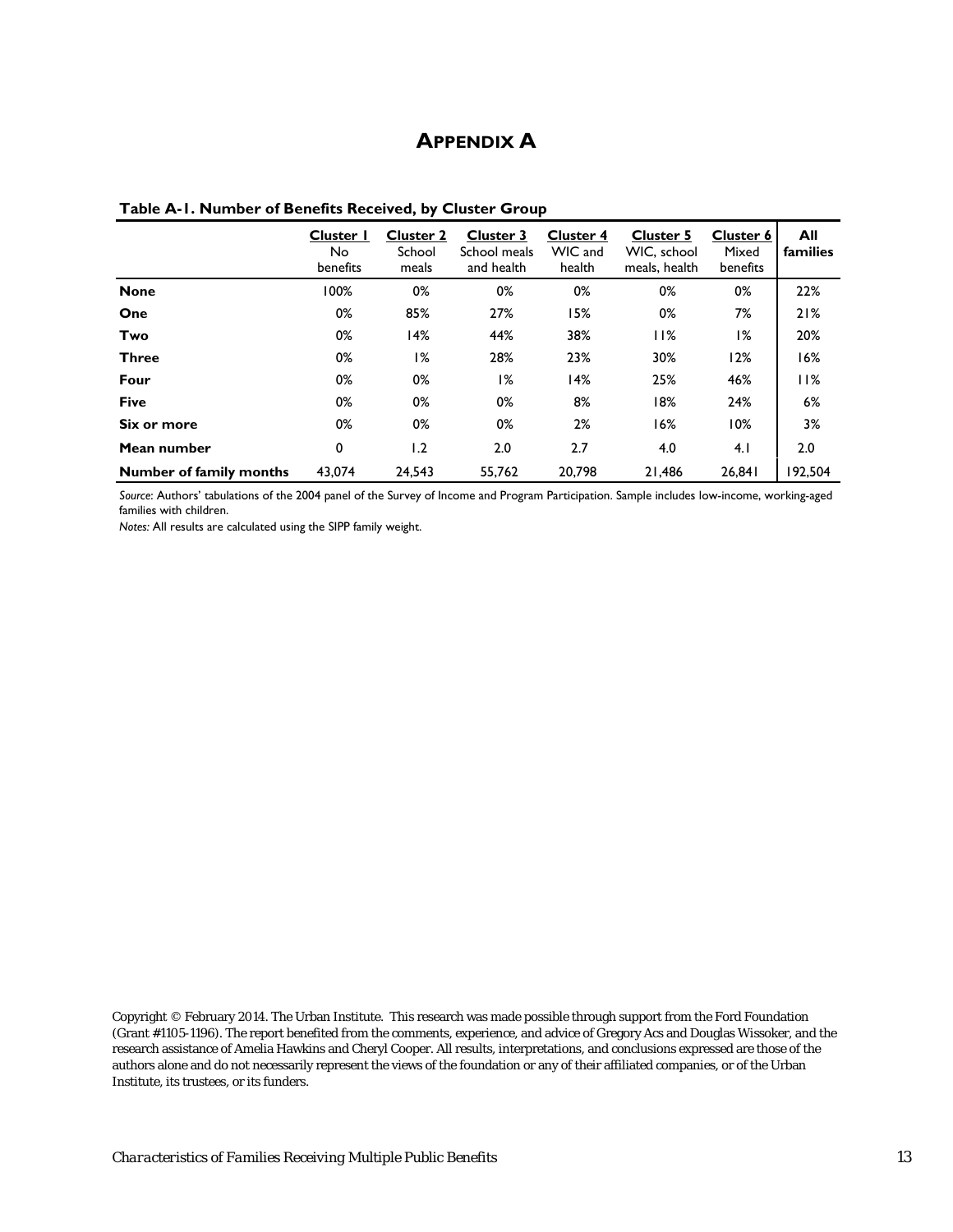# APPENDIX A

**Table A-1. Number of Benefits Received, by Cluster Group**

| | Cluster 1 No benefits | Cluster 2 School meals | Cluster 3 School meals and health | Cluster 4 WIC and health | Cluster 5 WIC, school meals, health | Cluster 6 Mixed benefits | All families |
|---|---|---|---|---|---|---|---|
| **None** | 100% | 0% | 0% | 0% | 0% | 0% | 22% |
| **One** | 0% | 85% | 27% | 15% | 0% | 7% | 21% |
| **Two** | 0% | 14% | 44% | 38% | 11% | 1% | 20% |
| **Three** | 0% | 1% | 28% | 23% | 30% | 12% | 16% |
| **Four** | 0% | 0% | 1% | 14% | 25% | 46% | 11% |
| **Five** | 0% | 0% | 0% | 8% | 18% | 24% | 6% |
| **Six or more** | 0% | 0% | 0% | 2% | 16% | 10% | 3% |
| **Mean number** | 0 | 1.2 | 2.0 | 2.7 | 4.0 | 4.1 | 2.0 |
| **Number of family months** | 43,074 | 24,543 | 55,762 | 20,798 | 21,486 | 26,841 | 192,504 |

*Source:* Authors' tabulations of the 2004 panel of the Survey of Income and Program Participation. Sample includes low-income, working-aged families with children.

*Notes:* All results are calculated using the SIPP family weight.

Copyright © February 2014. The Urban Institute. This research was made possible through support from the Ford Foundation (Grant #1105-1196). The report benefited from the comments, experience, and advice of Gregory Acs and Douglas Wissoker, and the research assistance of Amelia Hawkins and Cheryl Cooper. All results, interpretations, and conclusions expressed are those of the authors alone and do not necessarily represent the views of the foundation or any of their affiliated companies, or of the Urban Institute, its trustees, or its funders.